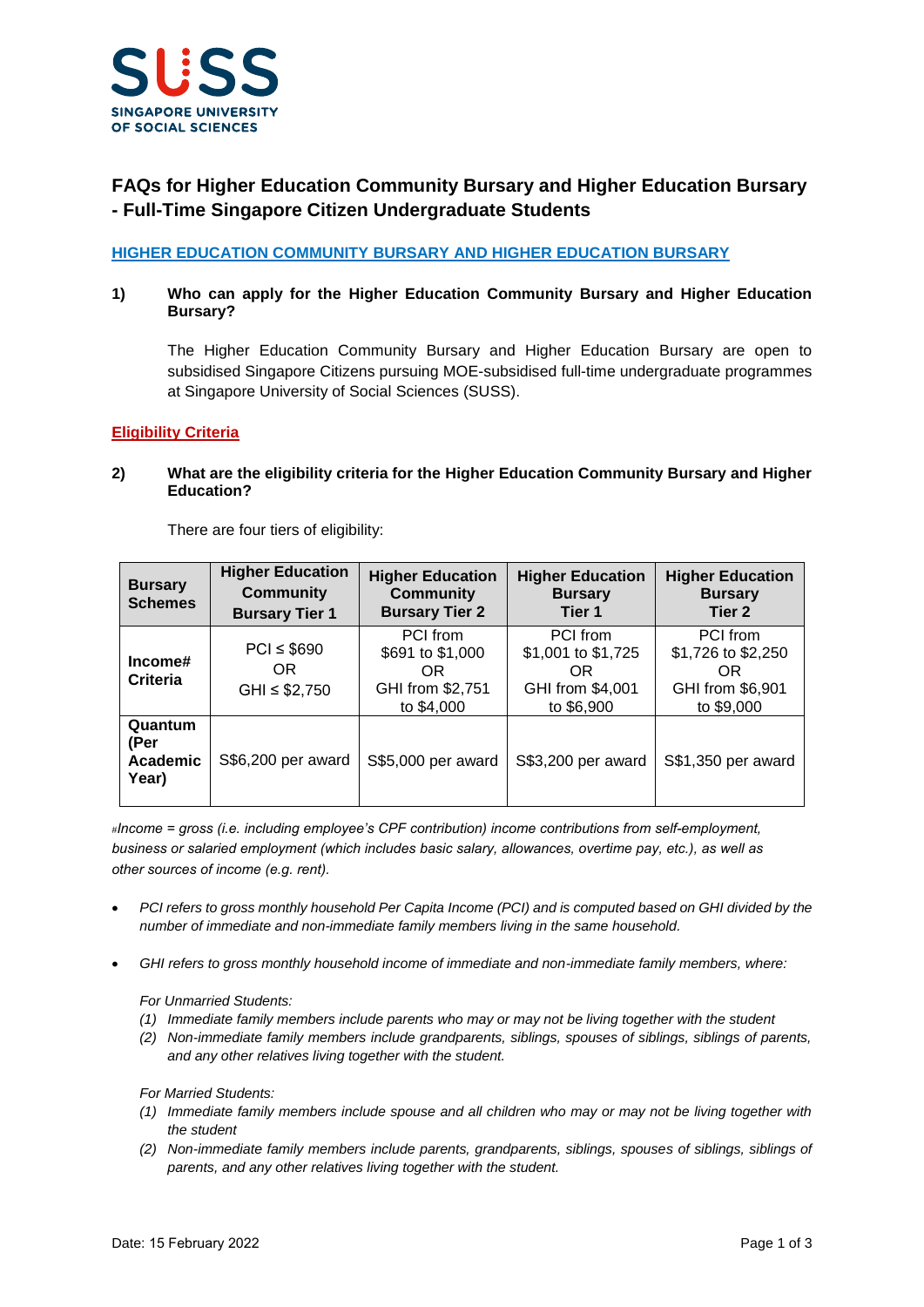# FAQs for Higher Education Community Bursary and Higher Education Bursary - Full-Time Singapore Citizen Undergraduate Students

## HIGHER EDUCATION COMMUNITY BURSARY AND HIGHER EDUCATION BURSARY

**1) Who can apply for the Higher Education Community Bursary and Higher Education Bursary?**

The Higher Education Community Bursary and Higher Education Bursary are open to subsidised Singapore Citizens pursuing MOE-subsidised full-time undergraduate programmes at Singapore University of Social Sciences (SUSS).

### Eligibility Criteria

**2) What are the eligibility criteria for the Higher Education Community Bursary and Higher Education?**

There are four tiers of eligibility:

| Bursary Schemes | Higher Education Community Bursary Tier 1 | Higher Education Community Bursary Tier 2 | Higher Education Bursary Tier 1 | Higher Education Bursary Tier 2 |
|---|---|---|---|---|
| **Income# Criteria** | PCI ≤ $690 OR GHI ≤ $2,750 | PCI from $691 to $1,000 OR GHI from $2,751 to $4,000 | PCI from $1,001 to $1,725 OR GHI from $4,001 to $6,900 | PCI from $1,726 to $2,250 OR GHI from $6,901 to $9,000 |
| **Quantum (Per Academic Year)** | S$6,200 per award | S$5,000 per award | S$3,200 per award | S$1,350 per award |

*#Income = gross (i.e. including employee's CPF contribution) income contributions from self-employment, business or salaried employment (which includes basic salary, allowances, overtime pay, etc.), as well as other sources of income (e.g. rent).*

- *PCI refers to gross monthly household Per Capita Income (PCI) and is computed based on GHI divided by the number of immediate and non-immediate family members living in the same household.*
- *GHI refers to gross monthly household income of immediate and non-immediate family members, where:*

  *For Unmarried Students:*
  1. *Immediate family members include parents who may or may not be living together with the student*
  2. *Non-immediate family members include grandparents, siblings, spouses of siblings, siblings of parents, and any other relatives living together with the student.*

  *For Married Students:*
  1. *Immediate family members include spouse and all children who may or may not be living together with the student*
  2. *Non-immediate family members include parents, grandparents, siblings, spouses of siblings, siblings of parents, and any other relatives living together with the student.*

Date: 15 February 2022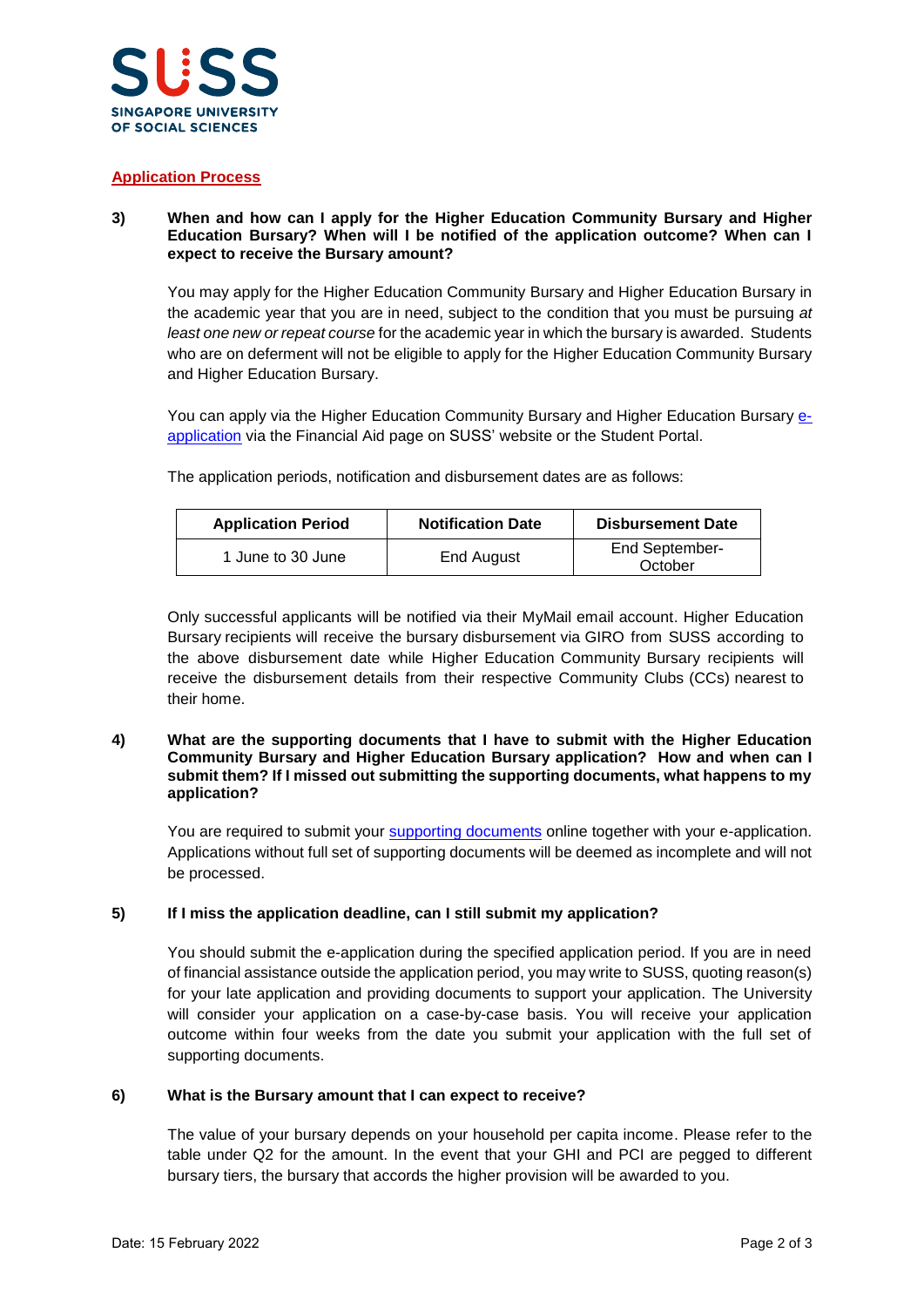## Application Process

**3) When and how can I apply for the Higher Education Community Bursary and Higher Education Bursary? When will I be notified of the application outcome? When can I expect to receive the Bursary amount?**

You may apply for the Higher Education Community Bursary and Higher Education Bursary in the academic year that you are in need, subject to the condition that you must be pursuing *at least one new or repeat course* for the academic year in which the bursary is awarded. Students who are on deferment will not be eligible to apply for the Higher Education Community Bursary and Higher Education Bursary.

You can apply via the Higher Education Community Bursary and Higher Education Bursary e-application via the Financial Aid page on SUSS' website or the Student Portal.

The application periods, notification and disbursement dates are as follows:

| Application Period | Notification Date | Disbursement Date |
| --- | --- | --- |
| 1 June to 30 June | End August | End September-October |

Only successful applicants will be notified via their MyMail email account. Higher Education Bursary recipients will receive the bursary disbursement via GIRO from SUSS according to the above disbursement date while Higher Education Community Bursary recipients will receive the disbursement details from their respective Community Clubs (CCs) nearest to their home.

**4) What are the supporting documents that I have to submit with the Higher Education Community Bursary and Higher Education Bursary application? How and when can I submit them? If I missed out submitting the supporting documents, what happens to my application?**

You are required to submit your supporting documents online together with your e-application. Applications without full set of supporting documents will be deemed as incomplete and will not be processed.

**5) If I miss the application deadline, can I still submit my application?**

You should submit the e-application during the specified application period. If you are in need of financial assistance outside the application period, you may write to SUSS, quoting reason(s) for your late application and providing documents to support your application. The University will consider your application on a case-by-case basis. You will receive your application outcome within four weeks from the date you submit your application with the full set of supporting documents.

**6) What is the Bursary amount that I can expect to receive?**

The value of your bursary depends on your household per capita income. Please refer to the table under Q2 for the amount. In the event that your GHI and PCI are pegged to different bursary tiers, the bursary that accords the higher provision will be awarded to you.

Date: 15 February 2022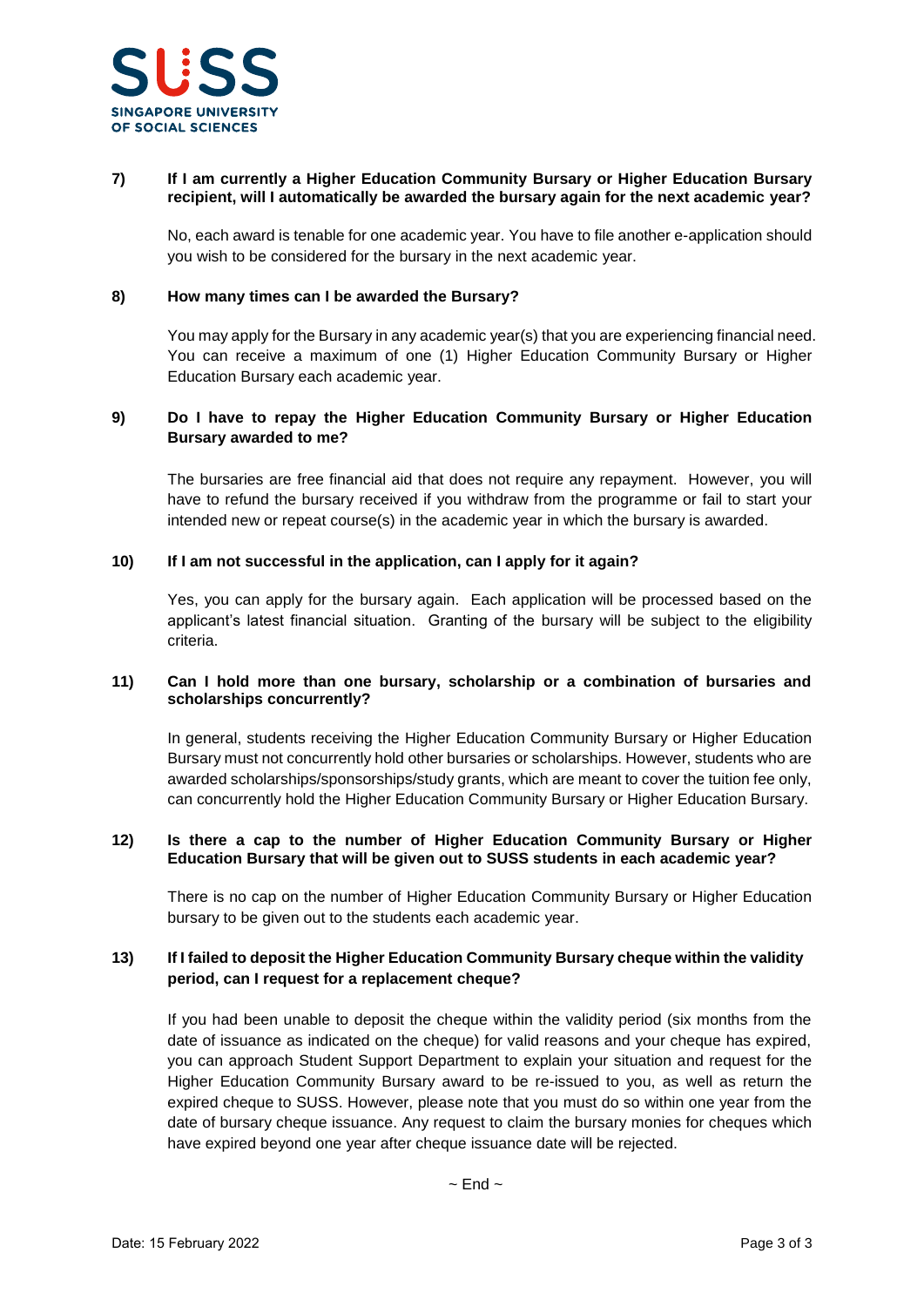**7) If I am currently a Higher Education Community Bursary or Higher Education Bursary recipient, will I automatically be awarded the bursary again for the next academic year?**

No, each award is tenable for one academic year. You have to file another e-application should you wish to be considered for the bursary in the next academic year.

**8) How many times can I be awarded the Bursary?**

You may apply for the Bursary in any academic year(s) that you are experiencing financial need. You can receive a maximum of one (1) Higher Education Community Bursary or Higher Education Bursary each academic year.

**9) Do I have to repay the Higher Education Community Bursary or Higher Education Bursary awarded to me?**

The bursaries are free financial aid that does not require any repayment. However, you will have to refund the bursary received if you withdraw from the programme or fail to start your intended new or repeat course(s) in the academic year in which the bursary is awarded.

**10) If I am not successful in the application, can I apply for it again?**

Yes, you can apply for the bursary again. Each application will be processed based on the applicant's latest financial situation. Granting of the bursary will be subject to the eligibility criteria.

**11) Can I hold more than one bursary, scholarship or a combination of bursaries and scholarships concurrently?**

In general, students receiving the Higher Education Community Bursary or Higher Education Bursary must not concurrently hold other bursaries or scholarships. However, students who are awarded scholarships/sponsorships/study grants, which are meant to cover the tuition fee only, can concurrently hold the Higher Education Community Bursary or Higher Education Bursary.

**12) Is there a cap to the number of Higher Education Community Bursary or Higher Education Bursary that will be given out to SUSS students in each academic year?**

There is no cap on the number of Higher Education Community Bursary or Higher Education bursary to be given out to the students each academic year.

**13) If I failed to deposit the Higher Education Community Bursary cheque within the validity period, can I request for a replacement cheque?**

If you had been unable to deposit the cheque within the validity period (six months from the date of issuance as indicated on the cheque) for valid reasons and your cheque has expired, you can approach Student Support Department to explain your situation and request for the Higher Education Community Bursary award to be re-issued to you, as well as return the expired cheque to SUSS. However, please note that you must do so within one year from the date of bursary cheque issuance. Any request to claim the bursary monies for cheques which have expired beyond one year after cheque issuance date will be rejected.

~ End ~

Date: 15 February 2022